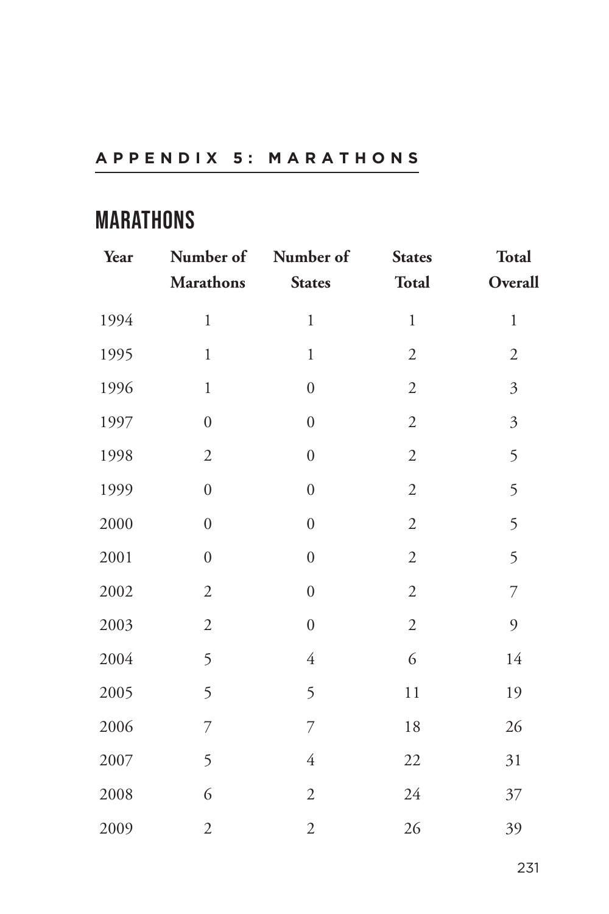## APPENDIX 5: MARATHONS

# MARATHONS

| Year | Number of Marathons | Number of States | States Total | Total Overall |
|---|---|---|---|---|
| 1994 | 1 | 1 | 1 | 1 |
| 1995 | 1 | 1 | 2 | 2 |
| 1996 | 1 | 0 | 2 | 3 |
| 1997 | 0 | 0 | 2 | 3 |
| 1998 | 2 | 0 | 2 | 5 |
| 1999 | 0 | 0 | 2 | 5 |
| 2000 | 0 | 0 | 2 | 5 |
| 2001 | 0 | 0 | 2 | 5 |
| 2002 | 2 | 0 | 2 | 7 |
| 2003 | 2 | 0 | 2 | 9 |
| 2004 | 5 | 4 | 6 | 14 |
| 2005 | 5 | 5 | 11 | 19 |
| 2006 | 7 | 7 | 18 | 26 |
| 2007 | 5 | 4 | 22 | 31 |
| 2008 | 6 | 2 | 24 | 37 |
| 2009 | 2 | 2 | 26 | 39 |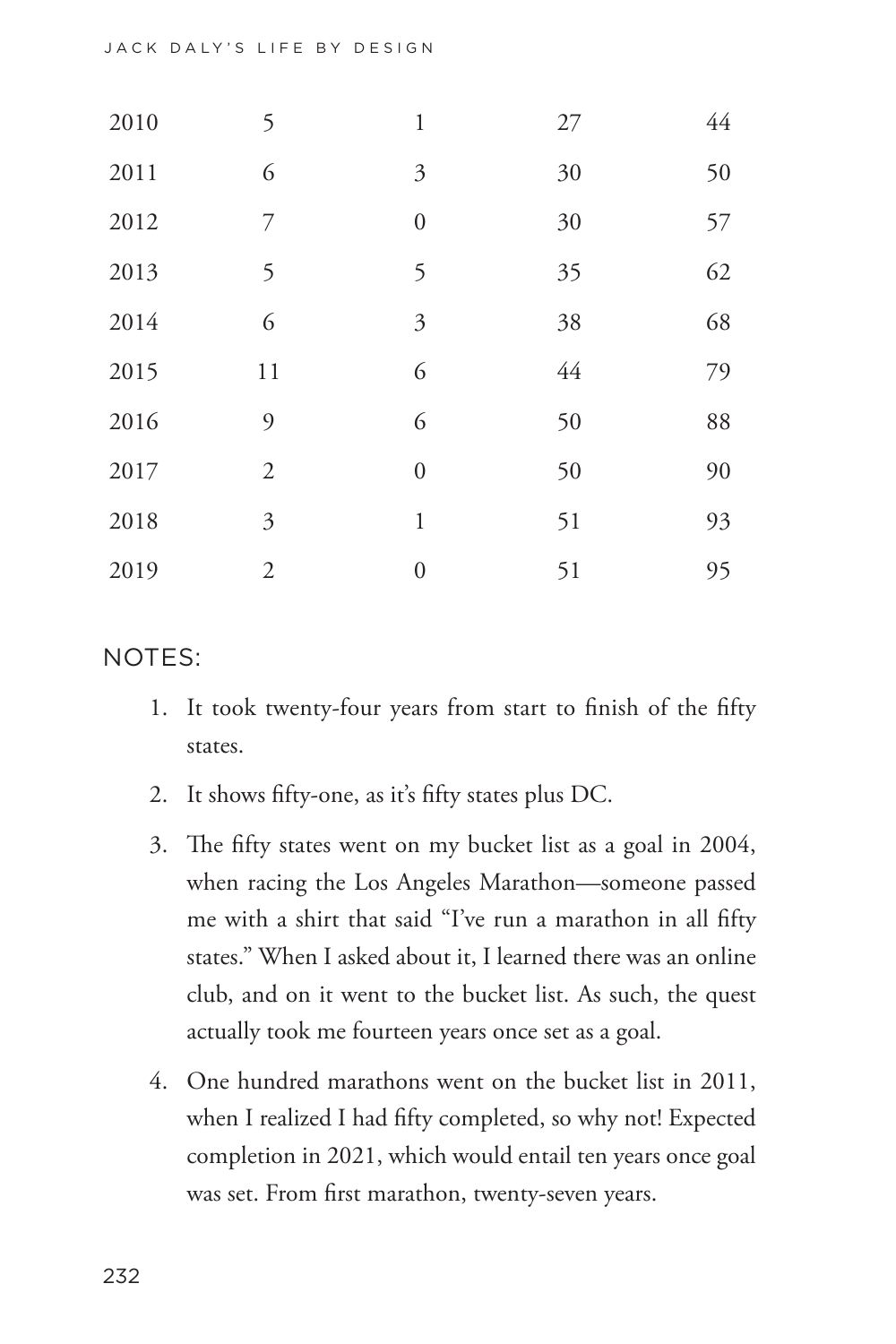| | | | | |
|---|---|---|---|---|
| 2010 | 5 | 1 | 27 | 44 |
| 2011 | 6 | 3 | 30 | 50 |
| 2012 | 7 | 0 | 30 | 57 |
| 2013 | 5 | 5 | 35 | 62 |
| 2014 | 6 | 3 | 38 | 68 |
| 2015 | 11 | 6 | 44 | 79 |
| 2016 | 9 | 6 | 50 | 88 |
| 2017 | 2 | 0 | 50 | 90 |
| 2018 | 3 | 1 | 51 | 93 |
| 2019 | 2 | 0 | 51 | 95 |

NOTES:

1. It took twenty-four years from start to finish of the fifty states.
2. It shows fifty-one, as it's fifty states plus DC.
3. The fifty states went on my bucket list as a goal in 2004, when racing the Los Angeles Marathon—someone passed me with a shirt that said "I've run a marathon in all fifty states." When I asked about it, I learned there was an online club, and on it went to the bucket list. As such, the quest actually took me fourteen years once set as a goal.
4. One hundred marathons went on the bucket list in 2011, when I realized I had fifty completed, so why not! Expected completion in 2021, which would entail ten years once goal was set. From first marathon, twenty-seven years.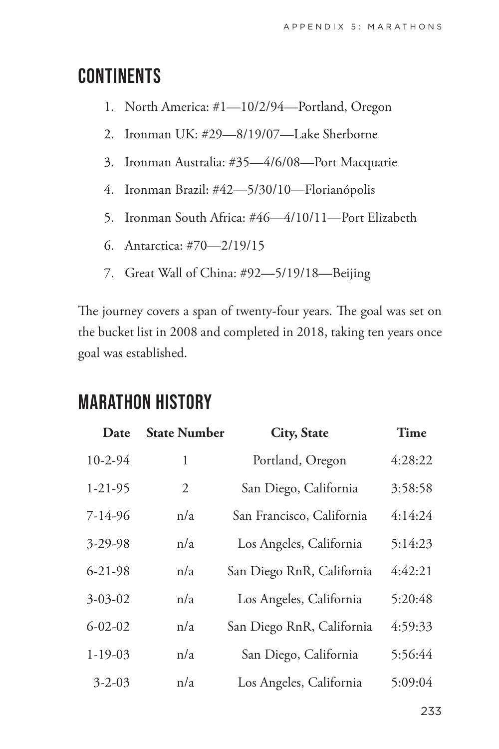## CONTINENTS

1. North America: #1—10/2/94—Portland, Oregon
2. Ironman UK: #29—8/19/07—Lake Sherborne
3. Ironman Australia: #35—4/6/08—Port Macquarie
4. Ironman Brazil: #42—5/30/10—Florianópolis
5. Ironman South Africa: #46—4/10/11—Port Elizabeth
6. Antarctica: #70—2/19/15
7. Great Wall of China: #92—5/19/18—Beijing

The journey covers a span of twenty-four years. The goal was set on the bucket list in 2008 and completed in 2018, taking ten years once goal was established.

## MARATHON HISTORY

| Date | State Number | City, State | Time |
|---|---|---|---|
| 10-2-94 | 1 | Portland, Oregon | 4:28:22 |
| 1-21-95 | 2 | San Diego, California | 3:58:58 |
| 7-14-96 | n/a | San Francisco, California | 4:14:24 |
| 3-29-98 | n/a | Los Angeles, California | 5:14:23 |
| 6-21-98 | n/a | San Diego RnR, California | 4:42:21 |
| 3-03-02 | n/a | Los Angeles, California | 5:20:48 |
| 6-02-02 | n/a | San Diego RnR, California | 4:59:33 |
| 1-19-03 | n/a | San Diego, California | 5:56:44 |
| 3-2-03 | n/a | Los Angeles, California | 5:09:04 |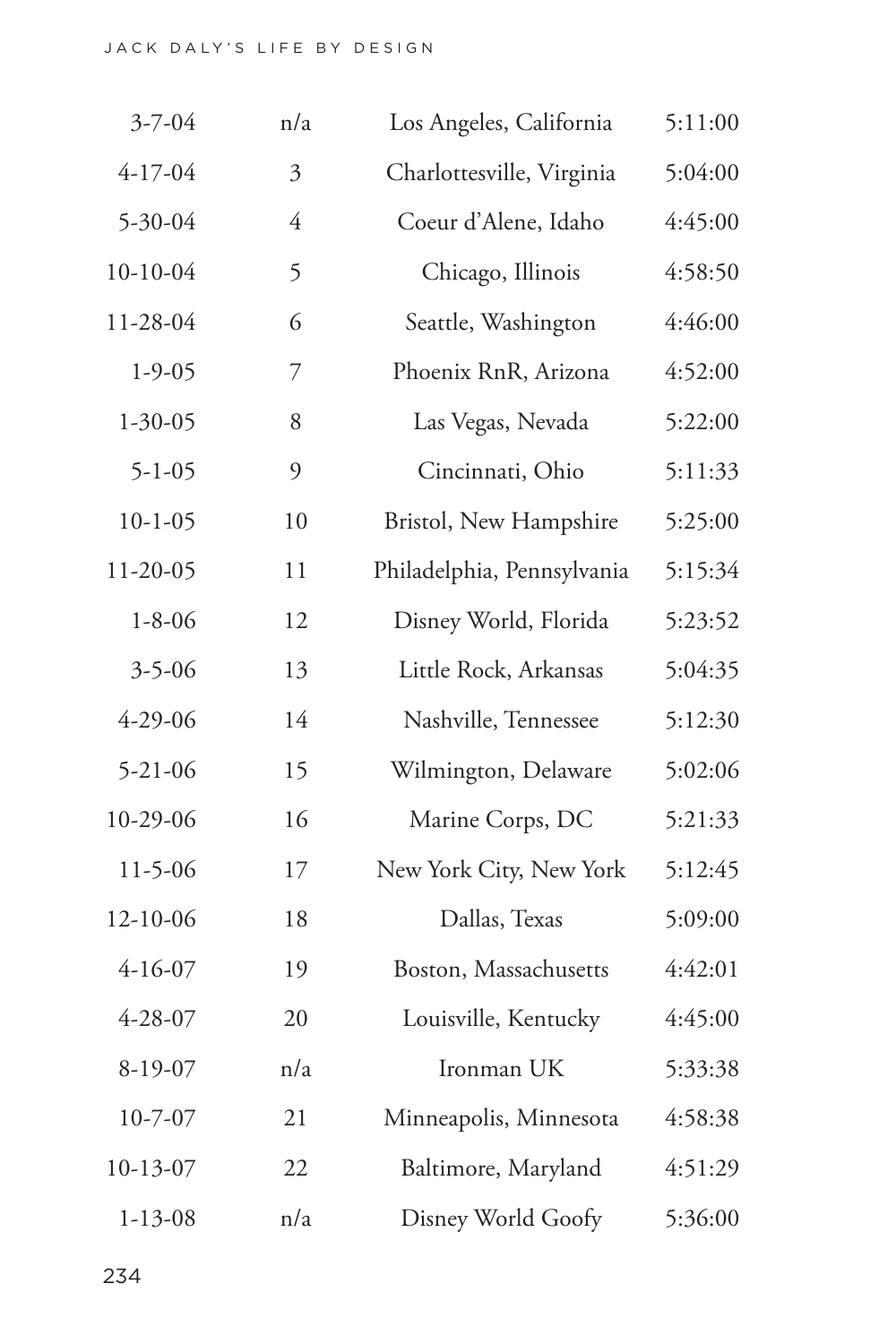| | | | |
|---|---|---|---|
| 3-7-04 | n/a | Los Angeles, California | 5:11:00 |
| 4-17-04 | 3 | Charlottesville, Virginia | 5:04:00 |
| 5-30-04 | 4 | Coeur d'Alene, Idaho | 4:45:00 |
| 10-10-04 | 5 | Chicago, Illinois | 4:58:50 |
| 11-28-04 | 6 | Seattle, Washington | 4:46:00 |
| 1-9-05 | 7 | Phoenix RnR, Arizona | 4:52:00 |
| 1-30-05 | 8 | Las Vegas, Nevada | 5:22:00 |
| 5-1-05 | 9 | Cincinnati, Ohio | 5:11:33 |
| 10-1-05 | 10 | Bristol, New Hampshire | 5:25:00 |
| 11-20-05 | 11 | Philadelphia, Pennsylvania | 5:15:34 |
| 1-8-06 | 12 | Disney World, Florida | 5:23:52 |
| 3-5-06 | 13 | Little Rock, Arkansas | 5:04:35 |
| 4-29-06 | 14 | Nashville, Tennessee | 5:12:30 |
| 5-21-06 | 15 | Wilmington, Delaware | 5:02:06 |
| 10-29-06 | 16 | Marine Corps, DC | 5:21:33 |
| 11-5-06 | 17 | New York City, New York | 5:12:45 |
| 12-10-06 | 18 | Dallas, Texas | 5:09:00 |
| 4-16-07 | 19 | Boston, Massachusetts | 4:42:01 |
| 4-28-07 | 20 | Louisville, Kentucky | 4:45:00 |
| 8-19-07 | n/a | Ironman UK | 5:33:38 |
| 10-7-07 | 21 | Minneapolis, Minnesota | 4:58:38 |
| 10-13-07 | 22 | Baltimore, Maryland | 4:51:29 |
| 1-13-08 | n/a | Disney World Goofy | 5:36:00 |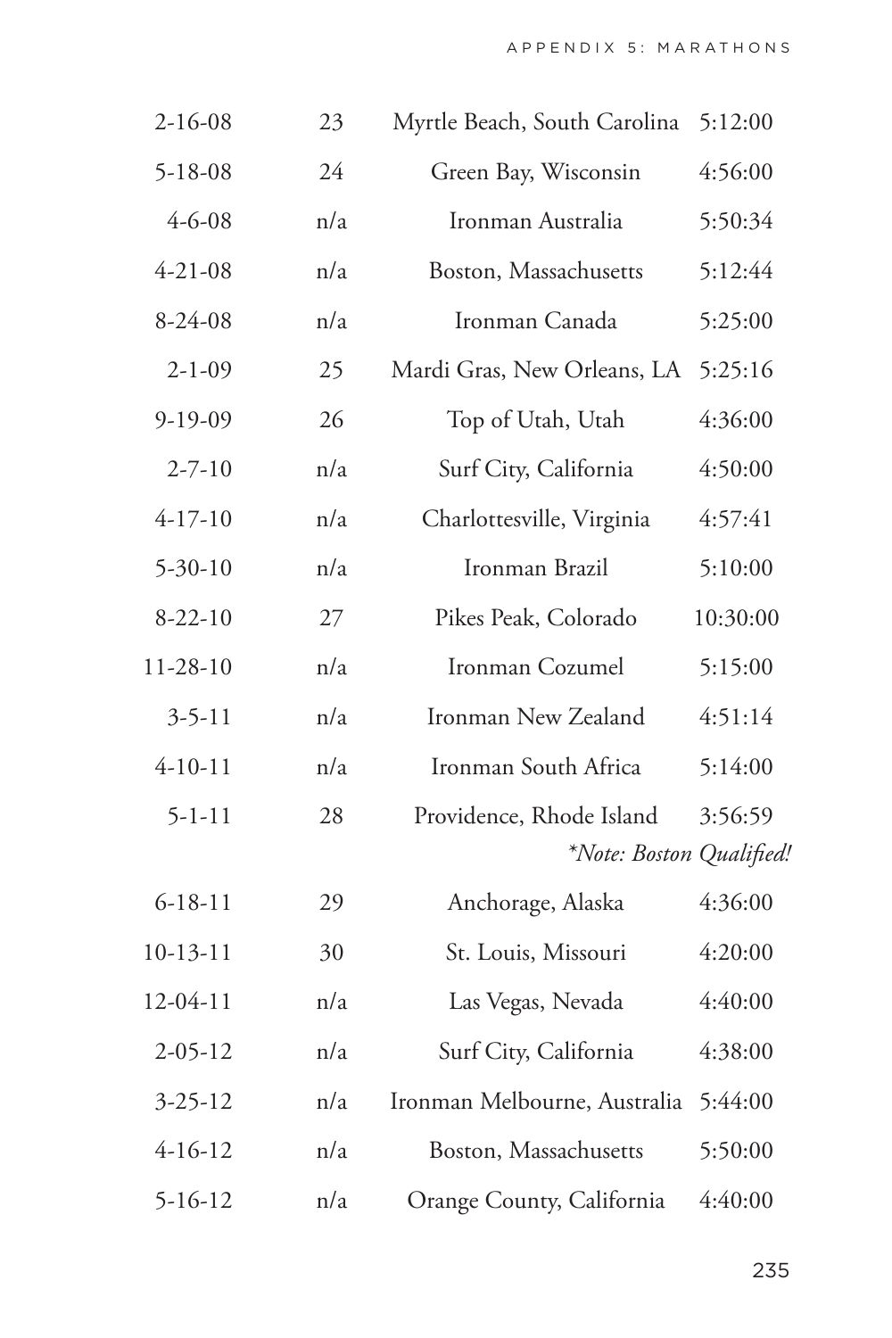| | | | |
|---|---|---|---|
| 2-16-08 | 23 | Myrtle Beach, South Carolina | 5:12:00 |
| 5-18-08 | 24 | Green Bay, Wisconsin | 4:56:00 |
| 4-6-08 | n/a | Ironman Australia | 5:50:34 |
| 4-21-08 | n/a | Boston, Massachusetts | 5:12:44 |
| 8-24-08 | n/a | Ironman Canada | 5:25:00 |
| 2-1-09 | 25 | Mardi Gras, New Orleans, LA | 5:25:16 |
| 9-19-09 | 26 | Top of Utah, Utah | 4:36:00 |
| 2-7-10 | n/a | Surf City, California | 4:50:00 |
| 4-17-10 | n/a | Charlottesville, Virginia | 4:57:41 |
| 5-30-10 | n/a | Ironman Brazil | 5:10:00 |
| 8-22-10 | 27 | Pikes Peak, Colorado | 10:30:00 |
| 11-28-10 | n/a | Ironman Cozumel | 5:15:00 |
| 3-5-11 | n/a | Ironman New Zealand | 4:51:14 |
| 4-10-11 | n/a | Ironman South Africa | 5:14:00 |
| 5-1-11 | 28 | Providence, Rhode Island | 3:56:59 *\*Note: Boston Qualified!* |
| 6-18-11 | 29 | Anchorage, Alaska | 4:36:00 |
| 10-13-11 | 30 | St. Louis, Missouri | 4:20:00 |
| 12-04-11 | n/a | Las Vegas, Nevada | 4:40:00 |
| 2-05-12 | n/a | Surf City, California | 4:38:00 |
| 3-25-12 | n/a | Ironman Melbourne, Australia | 5:44:00 |
| 4-16-12 | n/a | Boston, Massachusetts | 5:50:00 |
| 5-16-12 | n/a | Orange County, California | 4:40:00 |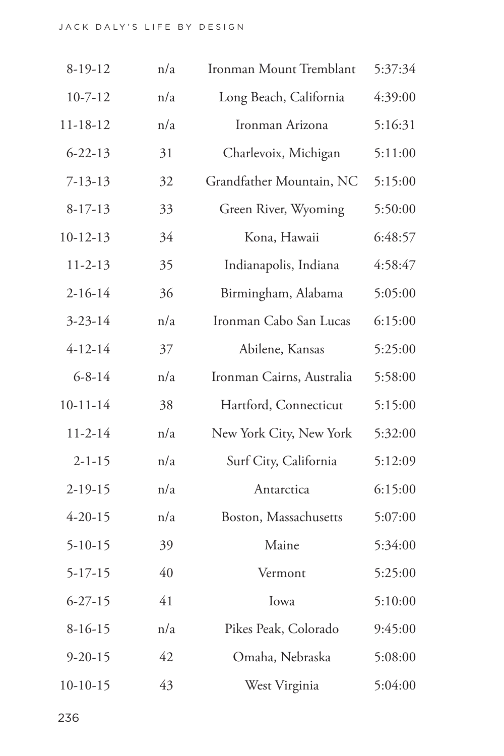| | | | |
|---|---|---|---|
| 8-19-12 | n/a | Ironman Mount Tremblant | 5:37:34 |
| 10-7-12 | n/a | Long Beach, California | 4:39:00 |
| 11-18-12 | n/a | Ironman Arizona | 5:16:31 |
| 6-22-13 | 31 | Charlevoix, Michigan | 5:11:00 |
| 7-13-13 | 32 | Grandfather Mountain, NC | 5:15:00 |
| 8-17-13 | 33 | Green River, Wyoming | 5:50:00 |
| 10-12-13 | 34 | Kona, Hawaii | 6:48:57 |
| 11-2-13 | 35 | Indianapolis, Indiana | 4:58:47 |
| 2-16-14 | 36 | Birmingham, Alabama | 5:05:00 |
| 3-23-14 | n/a | Ironman Cabo San Lucas | 6:15:00 |
| 4-12-14 | 37 | Abilene, Kansas | 5:25:00 |
| 6-8-14 | n/a | Ironman Cairns, Australia | 5:58:00 |
| 10-11-14 | 38 | Hartford, Connecticut | 5:15:00 |
| 11-2-14 | n/a | New York City, New York | 5:32:00 |
| 2-1-15 | n/a | Surf City, California | 5:12:09 |
| 2-19-15 | n/a | Antarctica | 6:15:00 |
| 4-20-15 | n/a | Boston, Massachusetts | 5:07:00 |
| 5-10-15 | 39 | Maine | 5:34:00 |
| 5-17-15 | 40 | Vermont | 5:25:00 |
| 6-27-15 | 41 | Iowa | 5:10:00 |
| 8-16-15 | n/a | Pikes Peak, Colorado | 9:45:00 |
| 9-20-15 | 42 | Omaha, Nebraska | 5:08:00 |
| 10-10-15 | 43 | West Virginia | 5:04:00 |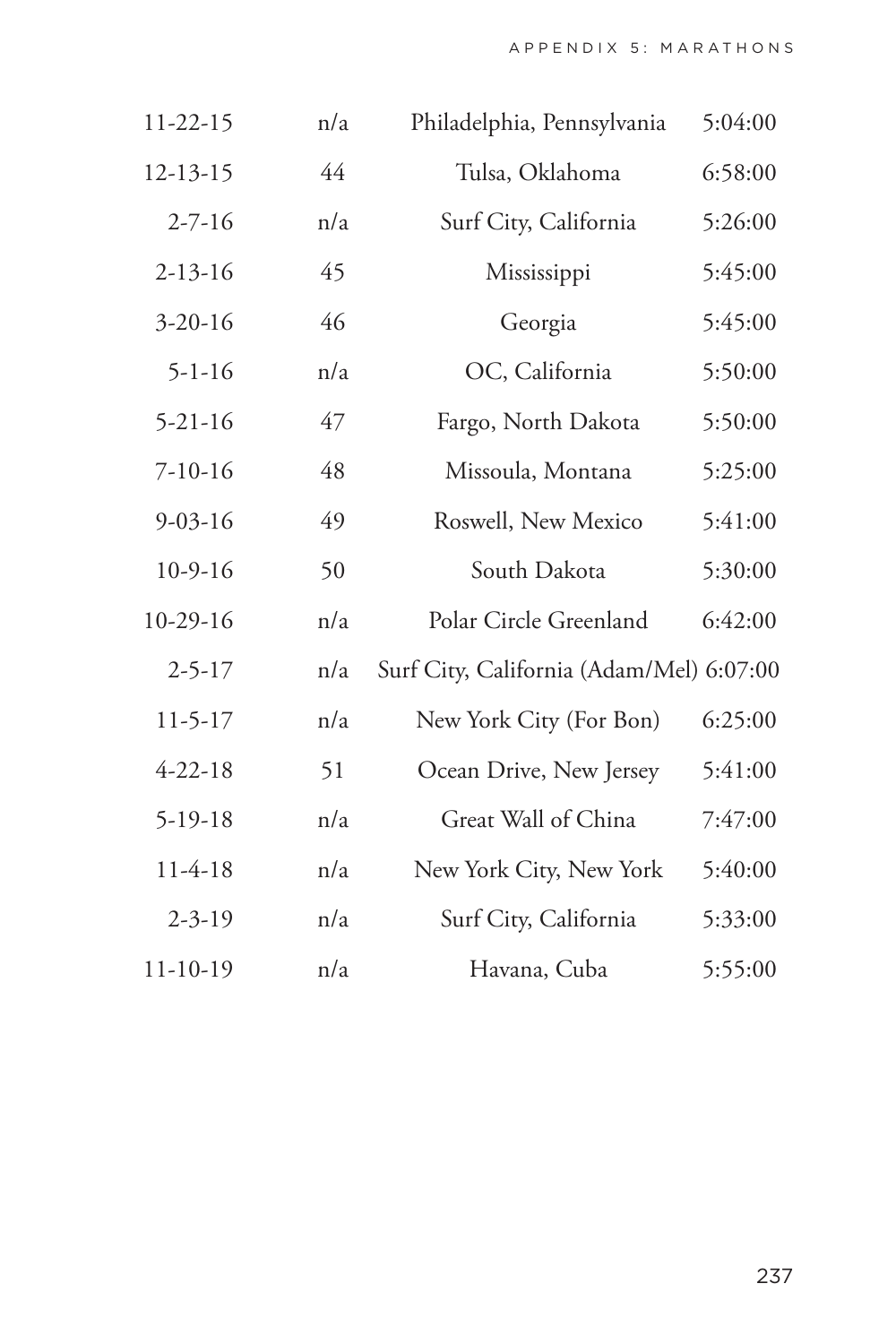| | | | |
|---|---|---|---|
| 11-22-15 | n/a | Philadelphia, Pennsylvania | 5:04:00 |
| 12-13-15 | 44 | Tulsa, Oklahoma | 6:58:00 |
| 2-7-16 | n/a | Surf City, California | 5:26:00 |
| 2-13-16 | 45 | Mississippi | 5:45:00 |
| 3-20-16 | 46 | Georgia | 5:45:00 |
| 5-1-16 | n/a | OC, California | 5:50:00 |
| 5-21-16 | 47 | Fargo, North Dakota | 5:50:00 |
| 7-10-16 | 48 | Missoula, Montana | 5:25:00 |
| 9-03-16 | 49 | Roswell, New Mexico | 5:41:00 |
| 10-9-16 | 50 | South Dakota | 5:30:00 |
| 10-29-16 | n/a | Polar Circle Greenland | 6:42:00 |
| 2-5-17 | n/a | Surf City, California (Adam/Mel) | 6:07:00 |
| 11-5-17 | n/a | New York City (For Bon) | 6:25:00 |
| 4-22-18 | 51 | Ocean Drive, New Jersey | 5:41:00 |
| 5-19-18 | n/a | Great Wall of China | 7:47:00 |
| 11-4-18 | n/a | New York City, New York | 5:40:00 |
| 2-3-19 | n/a | Surf City, California | 5:33:00 |
| 11-10-19 | n/a | Havana, Cuba | 5:55:00 |